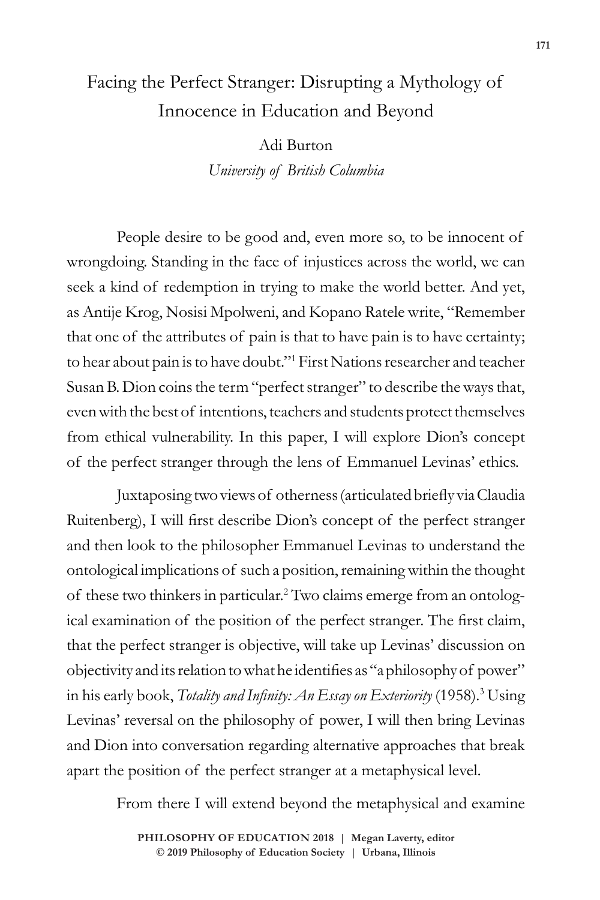# Facing the Perfect Stranger: Disrupting a Mythology of Innocence in Education and Beyond

Adi Burton
*University of British Columbia*

People desire to be good and, even more so, to be innocent of wrongdoing. Standing in the face of injustices across the world, we can seek a kind of redemption in trying to make the world better. And yet, as Antije Krog, Nosisi Mpolweni, and Kopano Ratele write, "Remember that one of the attributes of pain is that to have pain is to have certainty; to hear about pain is to have doubt."[1] First Nations researcher and teacher Susan B. Dion coins the term "perfect stranger" to describe the ways that, even with the best of intentions, teachers and students protect themselves from ethical vulnerability. In this paper, I will explore Dion's concept of the perfect stranger through the lens of Emmanuel Levinas' ethics.

Juxtaposing two views of otherness (articulated briefly via Claudia Ruitenberg), I will first describe Dion's concept of the perfect stranger and then look to the philosopher Emmanuel Levinas to understand the ontological implications of such a position, remaining within the thought of these two thinkers in particular.[2] Two claims emerge from an ontological examination of the position of the perfect stranger. The first claim, that the perfect stranger is objective, will take up Levinas' discussion on objectivity and its relation to what he identifies as "a philosophy of power" in his early book, *Totality and Infinity: An Essay on Exteriority* (1958).[3] Using Levinas' reversal on the philosophy of power, I will then bring Levinas and Dion into conversation regarding alternative approaches that break apart the position of the perfect stranger at a metaphysical level.

From there I will extend beyond the metaphysical and examine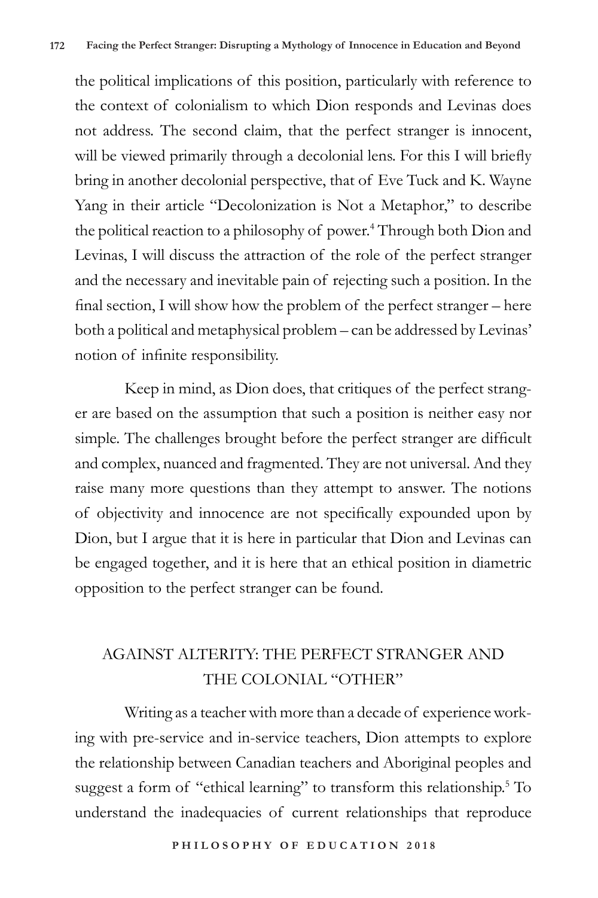the political implications of this position, particularly with reference to the context of colonialism to which Dion responds and Levinas does not address. The second claim, that the perfect stranger is innocent, will be viewed primarily through a decolonial lens. For this I will briefly bring in another decolonial perspective, that of Eve Tuck and K. Wayne Yang in their article "Decolonization is Not a Metaphor," to describe the political reaction to a philosophy of power.[4] Through both Dion and Levinas, I will discuss the attraction of the role of the perfect stranger and the necessary and inevitable pain of rejecting such a position. In the final section, I will show how the problem of the perfect stranger – here both a political and metaphysical problem – can be addressed by Levinas' notion of infinite responsibility.

Keep in mind, as Dion does, that critiques of the perfect stranger are based on the assumption that such a position is neither easy nor simple. The challenges brought before the perfect stranger are difficult and complex, nuanced and fragmented. They are not universal. And they raise many more questions than they attempt to answer. The notions of objectivity and innocence are not specifically expounded upon by Dion, but I argue that it is here in particular that Dion and Levinas can be engaged together, and it is here that an ethical position in diametric opposition to the perfect stranger can be found.

## AGAINST ALTERITY: THE PERFECT STRANGER AND THE COLONIAL "OTHER"

Writing as a teacher with more than a decade of experience working with pre-service and in-service teachers, Dion attempts to explore the relationship between Canadian teachers and Aboriginal peoples and suggest a form of "ethical learning" to transform this relationship.[5] To understand the inadequacies of current relationships that reproduce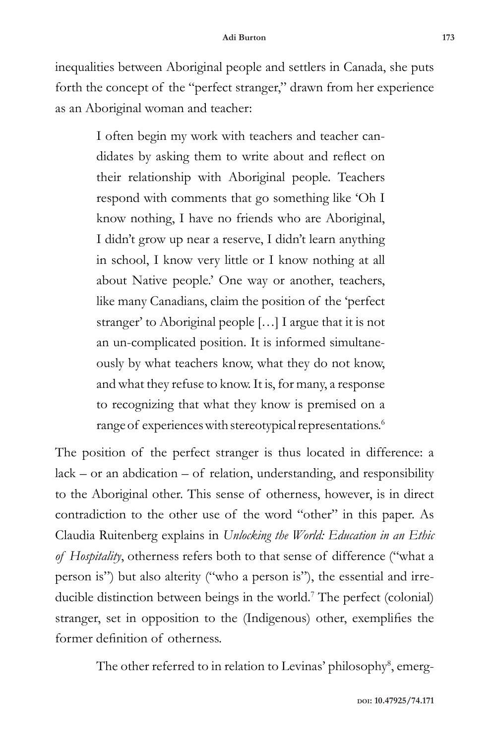inequalities between Aboriginal people and settlers in Canada, she puts forth the concept of the "perfect stranger," drawn from her experience as an Aboriginal woman and teacher:

> I often begin my work with teachers and teacher candidates by asking them to write about and reflect on their relationship with Aboriginal people. Teachers respond with comments that go something like 'Oh I know nothing, I have no friends who are Aboriginal, I didn't grow up near a reserve, I didn't learn anything in school, I know very little or I know nothing at all about Native people.' One way or another, teachers, like many Canadians, claim the position of the 'perfect stranger' to Aboriginal people […] I argue that it is not an un-complicated position. It is informed simultaneously by what teachers know, what they do not know, and what they refuse to know. It is, for many, a response to recognizing that what they know is premised on a range of experiences with stereotypical representations.[6]

The position of the perfect stranger is thus located in difference: a lack – or an abdication – of relation, understanding, and responsibility to the Aboriginal other. This sense of otherness, however, is in direct contradiction to the other use of the word "other" in this paper. As Claudia Ruitenberg explains in *Unlocking the World: Education in an Ethic of Hospitality*, otherness refers both to that sense of difference ("what a person is") but also alterity ("who a person is"), the essential and irreducible distinction between beings in the world.[7] The perfect (colonial) stranger, set in opposition to the (Indigenous) other, exemplifies the former definition of otherness.

The other referred to in relation to Levinas' philosophy[8], emerg-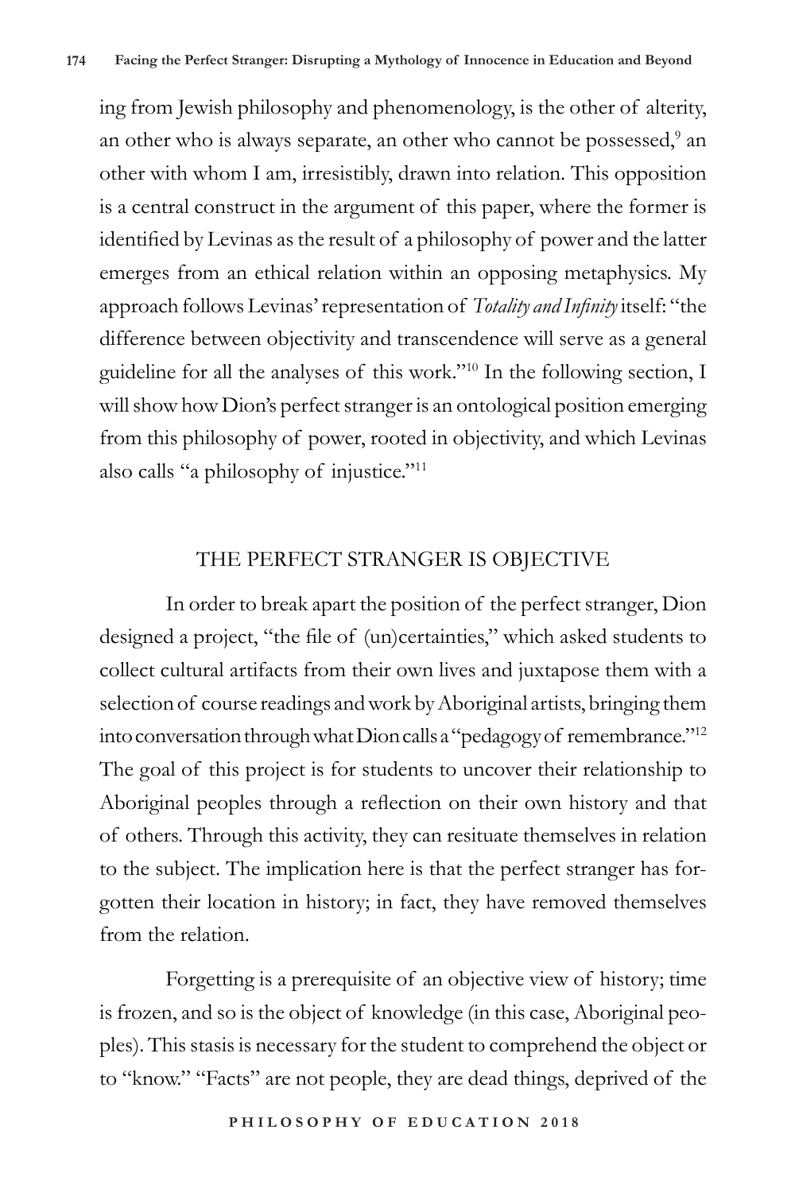ing from Jewish philosophy and phenomenology, is the other of alterity, an other who is always separate, an other who cannot be possessed,[9] an other with whom I am, irresistibly, drawn into relation. This opposition is a central construct in the argument of this paper, where the former is identified by Levinas as the result of a philosophy of power and the latter emerges from an ethical relation within an opposing metaphysics. My approach follows Levinas' representation of *Totality and Infinity* itself: "the difference between objectivity and transcendence will serve as a general guideline for all the analyses of this work."[10] In the following section, I will show how Dion's perfect stranger is an ontological position emerging from this philosophy of power, rooted in objectivity, and which Levinas also calls "a philosophy of injustice."[11]

## THE PERFECT STRANGER IS OBJECTIVE

In order to break apart the position of the perfect stranger, Dion designed a project, "the file of (un)certainties," which asked students to collect cultural artifacts from their own lives and juxtapose them with a selection of course readings and work by Aboriginal artists, bringing them into conversation through what Dion calls a "pedagogy of remembrance."[12] The goal of this project is for students to uncover their relationship to Aboriginal peoples through a reflection on their own history and that of others. Through this activity, they can resituate themselves in relation to the subject. The implication here is that the perfect stranger has forgotten their location in history; in fact, they have removed themselves from the relation.

Forgetting is a prerequisite of an objective view of history; time is frozen, and so is the object of knowledge (in this case, Aboriginal peoples). This stasis is necessary for the student to comprehend the object or to "know." "Facts" are not people, they are dead things, deprived of the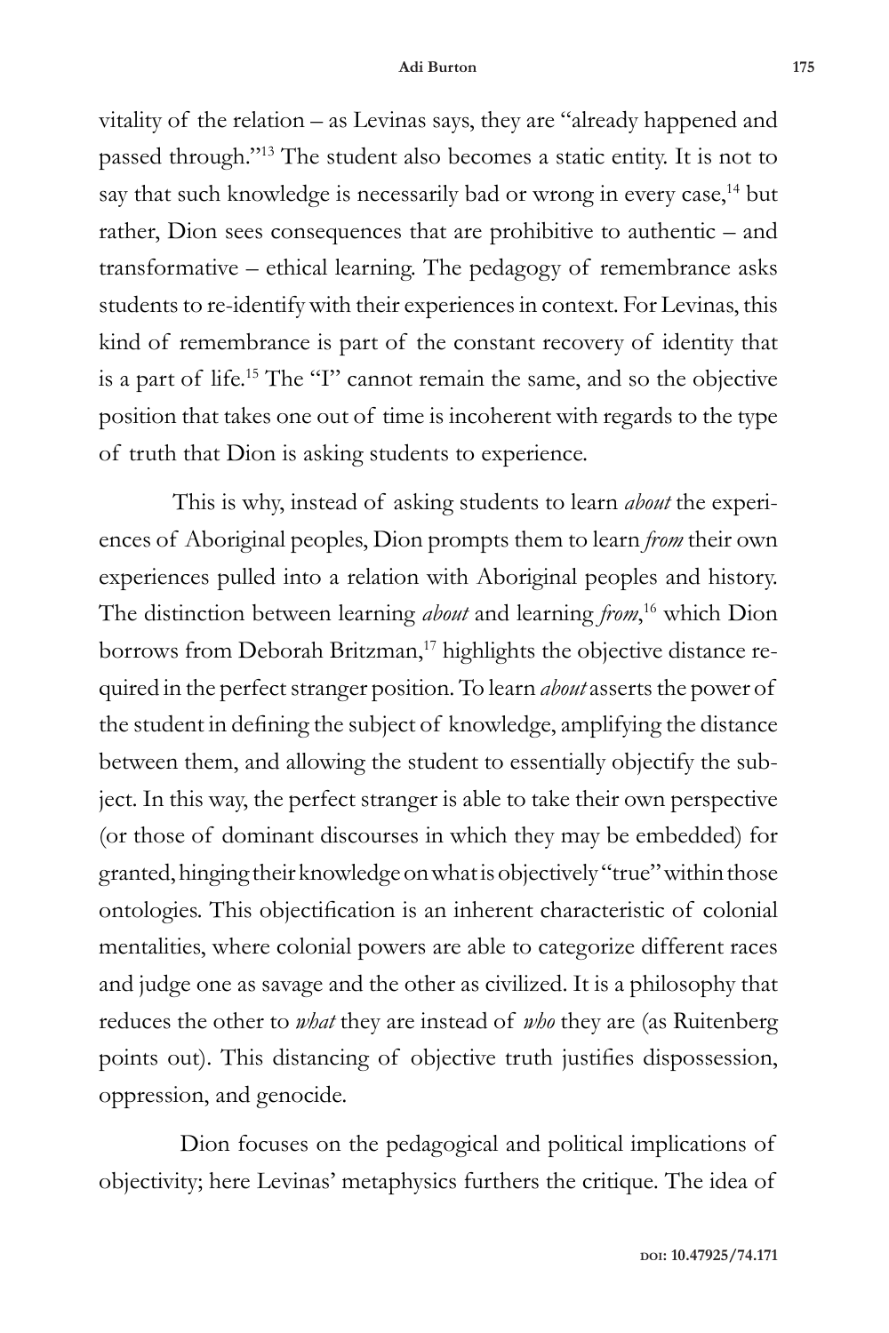vitality of the relation – as Levinas says, they are "already happened and passed through."[13] The student also becomes a static entity. It is not to say that such knowledge is necessarily bad or wrong in every case,[14] but rather, Dion sees consequences that are prohibitive to authentic – and transformative – ethical learning. The pedagogy of remembrance asks students to re-identify with their experiences in context. For Levinas, this kind of remembrance is part of the constant recovery of identity that is a part of life.[15] The "I" cannot remain the same, and so the objective position that takes one out of time is incoherent with regards to the type of truth that Dion is asking students to experience.

This is why, instead of asking students to learn *about* the experiences of Aboriginal peoples, Dion prompts them to learn *from* their own experiences pulled into a relation with Aboriginal peoples and history. The distinction between learning *about* and learning *from*,[16] which Dion borrows from Deborah Britzman,[17] highlights the objective distance required in the perfect stranger position. To learn *about* asserts the power of the student in defining the subject of knowledge, amplifying the distance between them, and allowing the student to essentially objectify the subject. In this way, the perfect stranger is able to take their own perspective (or those of dominant discourses in which they may be embedded) for granted, hinging their knowledge on what is objectively "true" within those ontologies. This objectification is an inherent characteristic of colonial mentalities, where colonial powers are able to categorize different races and judge one as savage and the other as civilized. It is a philosophy that reduces the other to *what* they are instead of *who* they are (as Ruitenberg points out). This distancing of objective truth justifies dispossession, oppression, and genocide.

Dion focuses on the pedagogical and political implications of objectivity; here Levinas' metaphysics furthers the critique. The idea of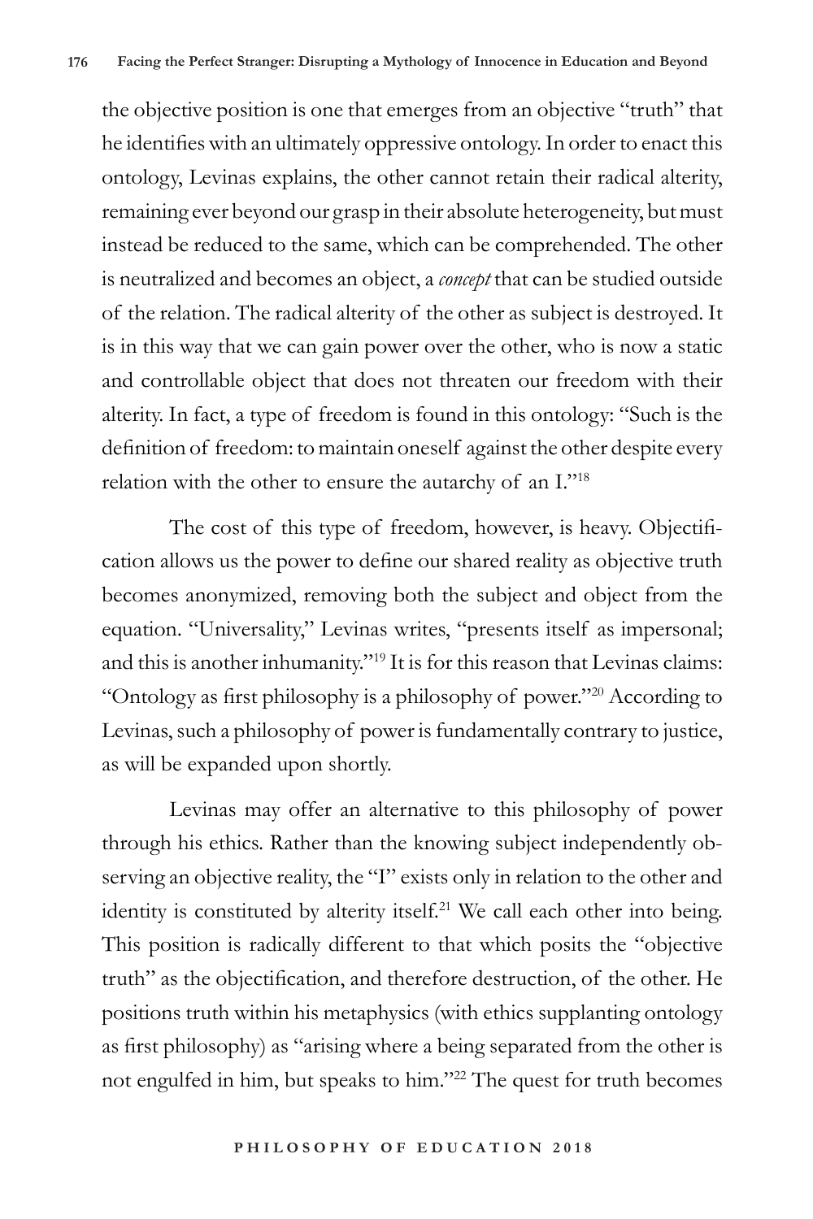the objective position is one that emerges from an objective "truth" that he identifies with an ultimately oppressive ontology. In order to enact this ontology, Levinas explains, the other cannot retain their radical alterity, remaining ever beyond our grasp in their absolute heterogeneity, but must instead be reduced to the same, which can be comprehended. The other is neutralized and becomes an object, a *concept* that can be studied outside of the relation. The radical alterity of the other as subject is destroyed. It is in this way that we can gain power over the other, who is now a static and controllable object that does not threaten our freedom with their alterity. In fact, a type of freedom is found in this ontology: "Such is the definition of freedom: to maintain oneself against the other despite every relation with the other to ensure the autarchy of an I."[18]

The cost of this type of freedom, however, is heavy. Objectification allows us the power to define our shared reality as objective truth becomes anonymized, removing both the subject and object from the equation. "Universality," Levinas writes, "presents itself as impersonal; and this is another inhumanity."[19] It is for this reason that Levinas claims: "Ontology as first philosophy is a philosophy of power."[20] According to Levinas, such a philosophy of power is fundamentally contrary to justice, as will be expanded upon shortly.

Levinas may offer an alternative to this philosophy of power through his ethics. Rather than the knowing subject independently observing an objective reality, the "I" exists only in relation to the other and identity is constituted by alterity itself.[21] We call each other into being. This position is radically different to that which posits the "objective truth" as the objectification, and therefore destruction, of the other. He positions truth within his metaphysics (with ethics supplanting ontology as first philosophy) as "arising where a being separated from the other is not engulfed in him, but speaks to him."[22] The quest for truth becomes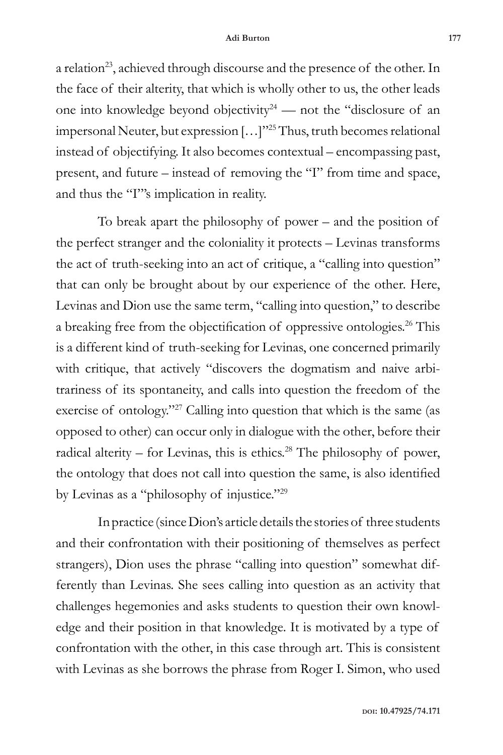a relation[23], achieved through discourse and the presence of the other. In the face of their alterity, that which is wholly other to us, the other leads one into knowledge beyond objectivity[24] — not the "disclosure of an impersonal Neuter, but expression […]"[25] Thus, truth becomes relational instead of objectifying. It also becomes contextual – encompassing past, present, and future – instead of removing the "I" from time and space, and thus the "I"'s implication in reality.

To break apart the philosophy of power – and the position of the perfect stranger and the coloniality it protects – Levinas transforms the act of truth-seeking into an act of critique, a "calling into question" that can only be brought about by our experience of the other. Here, Levinas and Dion use the same term, "calling into question," to describe a breaking free from the objectification of oppressive ontologies.[26] This is a different kind of truth-seeking for Levinas, one concerned primarily with critique, that actively "discovers the dogmatism and naive arbitrariness of its spontaneity, and calls into question the freedom of the exercise of ontology."[27] Calling into question that which is the same (as opposed to other) can occur only in dialogue with the other, before their radical alterity – for Levinas, this is ethics.[28] The philosophy of power, the ontology that does not call into question the same, is also identified by Levinas as a "philosophy of injustice."[29]

In practice (since Dion's article details the stories of three students and their confrontation with their positioning of themselves as perfect strangers), Dion uses the phrase "calling into question" somewhat differently than Levinas. She sees calling into question as an activity that challenges hegemonies and asks students to question their own knowledge and their position in that knowledge. It is motivated by a type of confrontation with the other, in this case through art. This is consistent with Levinas as she borrows the phrase from Roger I. Simon, who used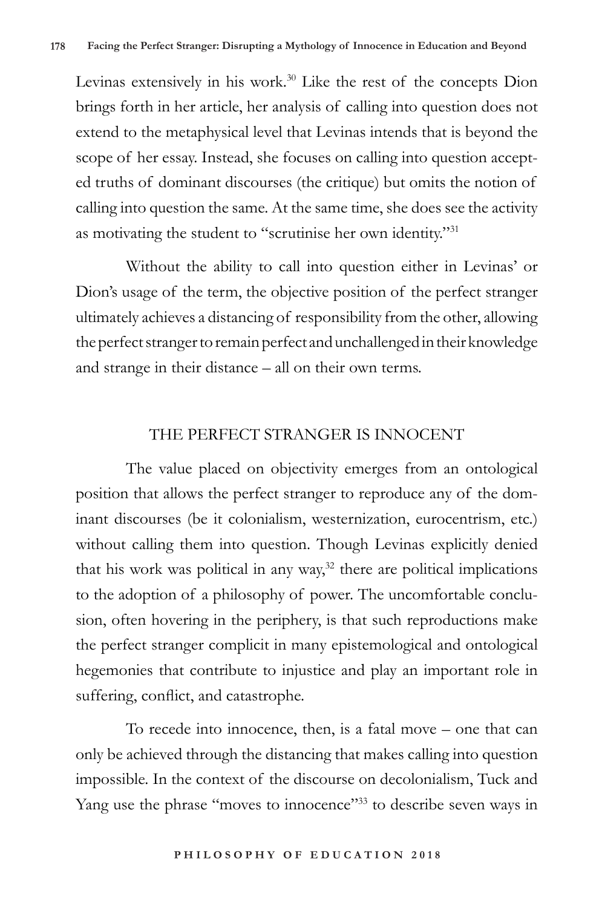Levinas extensively in his work.[30] Like the rest of the concepts Dion brings forth in her article, her analysis of calling into question does not extend to the metaphysical level that Levinas intends that is beyond the scope of her essay. Instead, she focuses on calling into question accepted truths of dominant discourses (the critique) but omits the notion of calling into question the same. At the same time, she does see the activity as motivating the student to "scrutinise her own identity."[31]

Without the ability to call into question either in Levinas' or Dion's usage of the term, the objective position of the perfect stranger ultimately achieves a distancing of responsibility from the other, allowing the perfect stranger to remain perfect and unchallenged in their knowledge and strange in their distance – all on their own terms.

## THE PERFECT STRANGER IS INNOCENT

The value placed on objectivity emerges from an ontological position that allows the perfect stranger to reproduce any of the dominant discourses (be it colonialism, westernization, eurocentrism, etc.) without calling them into question. Though Levinas explicitly denied that his work was political in any way,[32] there are political implications to the adoption of a philosophy of power. The uncomfortable conclusion, often hovering in the periphery, is that such reproductions make the perfect stranger complicit in many epistemological and ontological hegemonies that contribute to injustice and play an important role in suffering, conflict, and catastrophe.

To recede into innocence, then, is a fatal move – one that can only be achieved through the distancing that makes calling into question impossible. In the context of the discourse on decolonialism, Tuck and Yang use the phrase "moves to innocence"[33] to describe seven ways in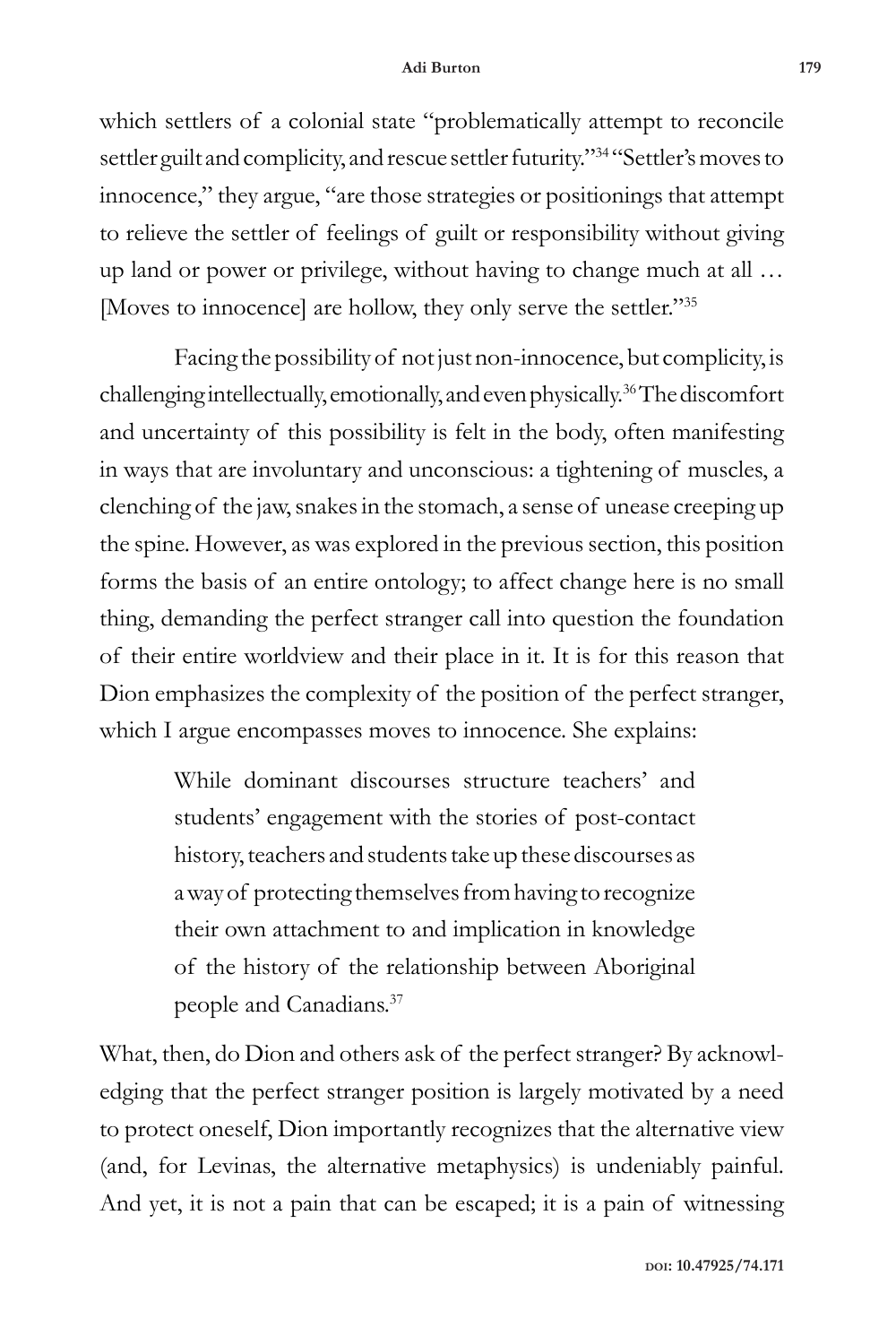which settlers of a colonial state "problematically attempt to reconcile settler guilt and complicity, and rescue settler futurity."[34] "Settler's moves to innocence," they argue, "are those strategies or positionings that attempt to relieve the settler of feelings of guilt or responsibility without giving up land or power or privilege, without having to change much at all … [Moves to innocence] are hollow, they only serve the settler."[35]

Facing the possibility of not just non-innocence, but complicity, is challenging intellectually, emotionally, and even physically.[36] The discomfort and uncertainty of this possibility is felt in the body, often manifesting in ways that are involuntary and unconscious: a tightening of muscles, a clenching of the jaw, snakes in the stomach, a sense of unease creeping up the spine. However, as was explored in the previous section, this position forms the basis of an entire ontology; to affect change here is no small thing, demanding the perfect stranger call into question the foundation of their entire worldview and their place in it. It is for this reason that Dion emphasizes the complexity of the position of the perfect stranger, which I argue encompasses moves to innocence. She explains:

> While dominant discourses structure teachers' and students' engagement with the stories of post-contact history, teachers and students take up these discourses as a way of protecting themselves from having to recognize their own attachment to and implication in knowledge of the history of the relationship between Aboriginal people and Canadians.[37]

What, then, do Dion and others ask of the perfect stranger? By acknowledging that the perfect stranger position is largely motivated by a need to protect oneself, Dion importantly recognizes that the alternative view (and, for Levinas, the alternative metaphysics) is undeniably painful. And yet, it is not a pain that can be escaped; it is a pain of witnessing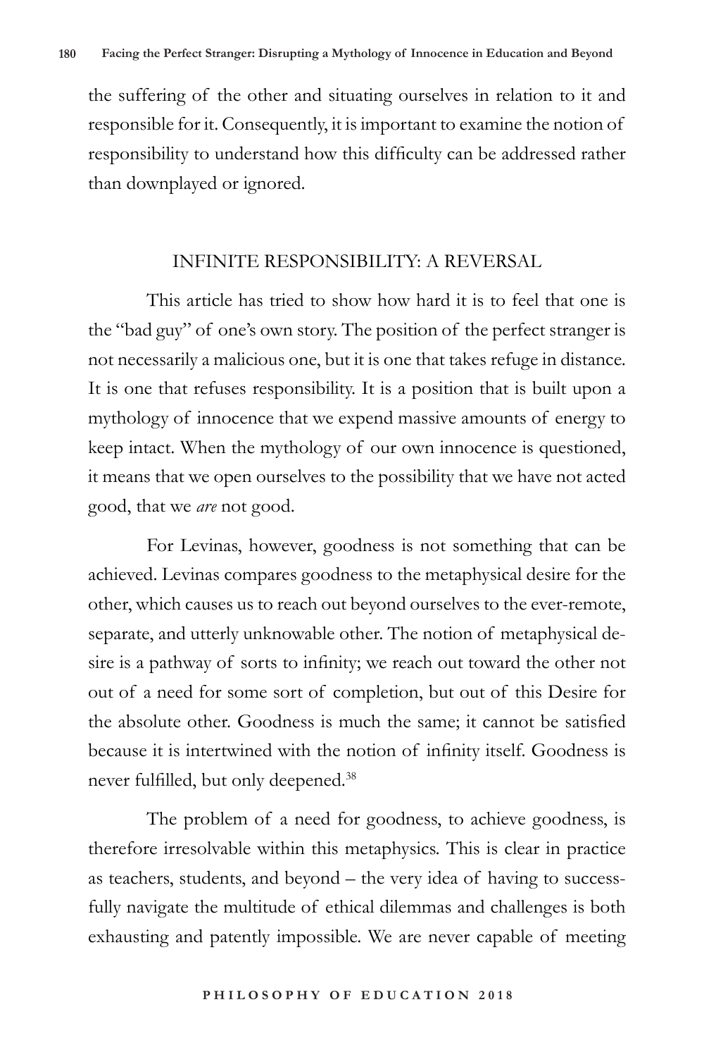the suffering of the other and situating ourselves in relation to it and responsible for it. Consequently, it is important to examine the notion of responsibility to understand how this difficulty can be addressed rather than downplayed or ignored.

## INFINITE RESPONSIBILITY: A REVERSAL

This article has tried to show how hard it is to feel that one is the "bad guy" of one's own story. The position of the perfect stranger is not necessarily a malicious one, but it is one that takes refuge in distance. It is one that refuses responsibility. It is a position that is built upon a mythology of innocence that we expend massive amounts of energy to keep intact. When the mythology of our own innocence is questioned, it means that we open ourselves to the possibility that we have not acted good, that we *are* not good.

For Levinas, however, goodness is not something that can be achieved. Levinas compares goodness to the metaphysical desire for the other, which causes us to reach out beyond ourselves to the ever-remote, separate, and utterly unknowable other. The notion of metaphysical desire is a pathway of sorts to infinity; we reach out toward the other not out of a need for some sort of completion, but out of this Desire for the absolute other. Goodness is much the same; it cannot be satisfied because it is intertwined with the notion of infinity itself. Goodness is never fulfilled, but only deepened.[38]

The problem of a need for goodness, to achieve goodness, is therefore irresolvable within this metaphysics. This is clear in practice as teachers, students, and beyond – the very idea of having to successfully navigate the multitude of ethical dilemmas and challenges is both exhausting and patently impossible. We are never capable of meeting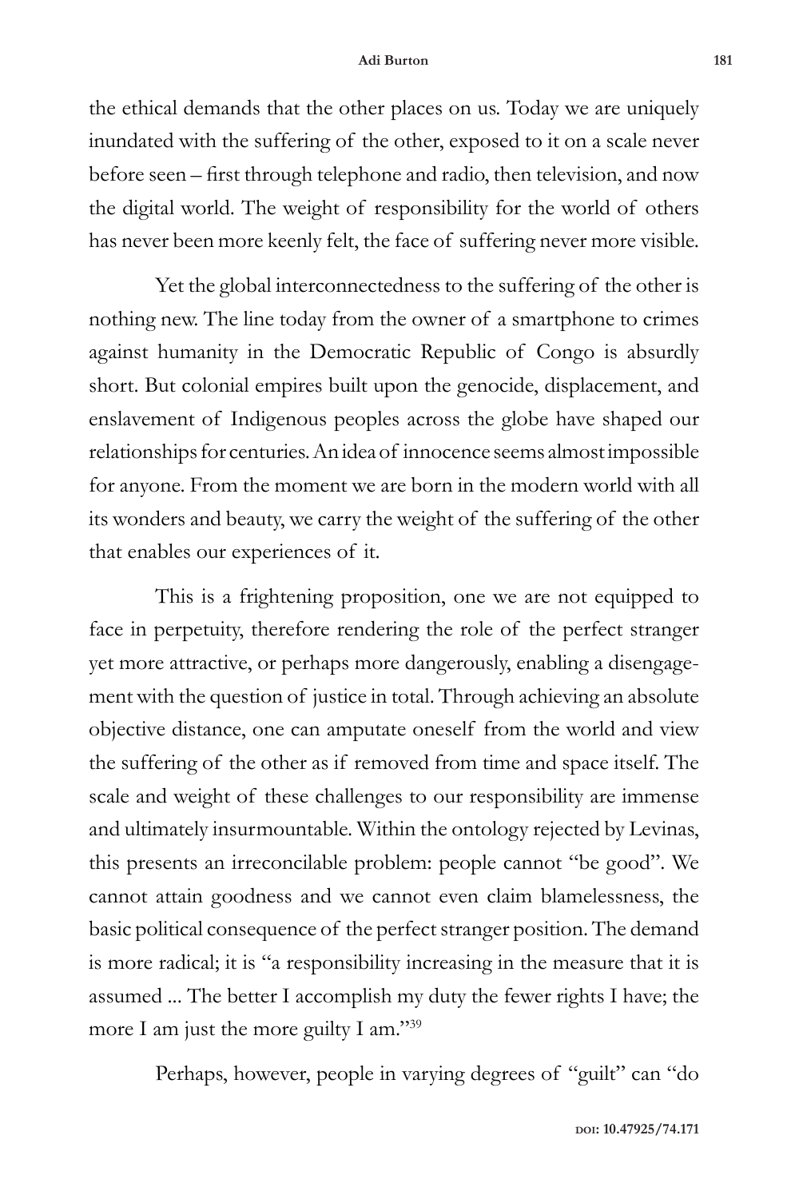the ethical demands that the other places on us. Today we are uniquely inundated with the suffering of the other, exposed to it on a scale never before seen – first through telephone and radio, then television, and now the digital world. The weight of responsibility for the world of others has never been more keenly felt, the face of suffering never more visible.

Yet the global interconnectedness to the suffering of the other is nothing new. The line today from the owner of a smartphone to crimes against humanity in the Democratic Republic of Congo is absurdly short. But colonial empires built upon the genocide, displacement, and enslavement of Indigenous peoples across the globe have shaped our relationships for centuries. An idea of innocence seems almost impossible for anyone. From the moment we are born in the modern world with all its wonders and beauty, we carry the weight of the suffering of the other that enables our experiences of it.

This is a frightening proposition, one we are not equipped to face in perpetuity, therefore rendering the role of the perfect stranger yet more attractive, or perhaps more dangerously, enabling a disengagement with the question of justice in total. Through achieving an absolute objective distance, one can amputate oneself from the world and view the suffering of the other as if removed from time and space itself. The scale and weight of these challenges to our responsibility are immense and ultimately insurmountable. Within the ontology rejected by Levinas, this presents an irreconcilable problem: people cannot "be good". We cannot attain goodness and we cannot even claim blamelessness, the basic political consequence of the perfect stranger position. The demand is more radical; it is "a responsibility increasing in the measure that it is assumed ... The better I accomplish my duty the fewer rights I have; the more I am just the more guilty I am."[39]

Perhaps, however, people in varying degrees of "guilt" can "do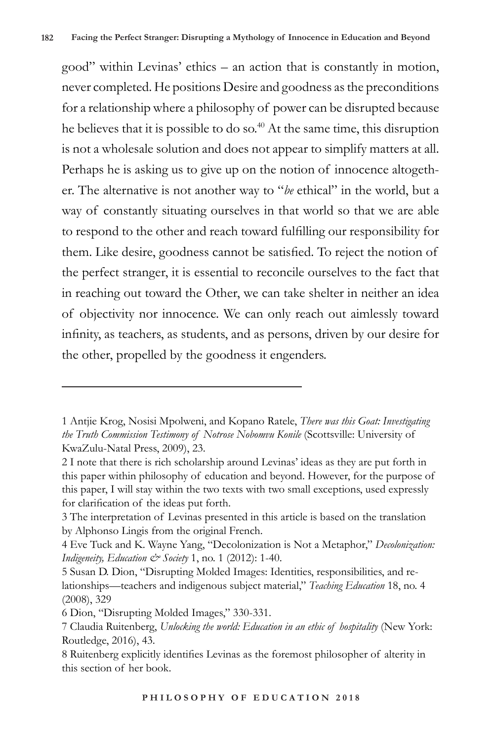good" within Levinas' ethics – an action that is constantly in motion, never completed. He positions Desire and goodness as the preconditions for a relationship where a philosophy of power can be disrupted because he believes that it is possible to do so.[40] At the same time, this disruption is not a wholesale solution and does not appear to simplify matters at all. Perhaps he is asking us to give up on the notion of innocence altogether. The alternative is not another way to "*be* ethical" in the world, but a way of constantly situating ourselves in that world so that we are able to respond to the other and reach toward fulfilling our responsibility for them. Like desire, goodness cannot be satisfied. To reject the notion of the perfect stranger, it is essential to reconcile ourselves to the fact that in reaching out toward the Other, we can take shelter in neither an idea of objectivity nor innocence. We can only reach out aimlessly toward infinity, as teachers, as students, and as persons, driven by our desire for the other, propelled by the goodness it engenders.

---

1 Antjie Krog, Nosisi Mpolweni, and Kopano Ratele, *There was this Goat: Investigating the Truth Commission Testimony of Notrose Nobomvu Konile* (Scottsville: University of KwaZulu-Natal Press, 2009), 23.

2 I note that there is rich scholarship around Levinas' ideas as they are put forth in this paper within philosophy of education and beyond. However, for the purpose of this paper, I will stay within the two texts with two small exceptions, used expressly for clarification of the ideas put forth.

3 The interpretation of Levinas presented in this article is based on the translation by Alphonso Lingis from the original French.

4 Eve Tuck and K. Wayne Yang, "Decolonization is Not a Metaphor," *Decolonization: Indigeneity, Education & Society* 1, no. 1 (2012): 1-40.

5 Susan D. Dion, "Disrupting Molded Images: Identities, responsibilities, and relationships—teachers and indigenous subject material," *Teaching Education* 18, no. 4 (2008), 329

6 Dion, "Disrupting Molded Images," 330-331.

7 Claudia Ruitenberg, *Unlocking the world: Education in an ethic of hospitality* (New York: Routledge, 2016), 43.

8 Ruitenberg explicitly identifies Levinas as the foremost philosopher of alterity in this section of her book.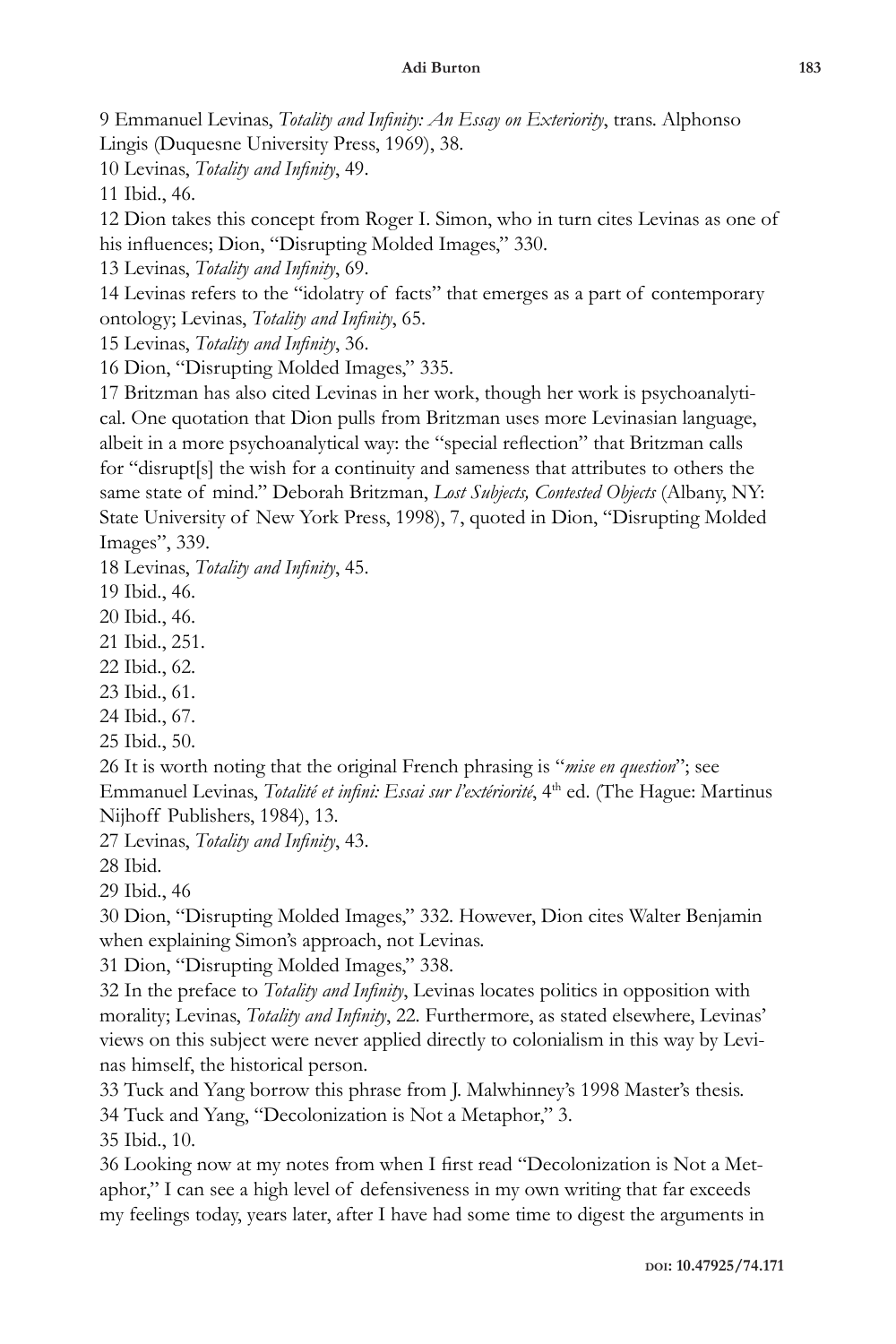9 Emmanuel Levinas, *Totality and Infinity: An Essay on Exteriority*, trans. Alphonso Lingis (Duquesne University Press, 1969), 38.

10 Levinas, *Totality and Infinity*, 49.

11 Ibid., 46.

12 Dion takes this concept from Roger I. Simon, who in turn cites Levinas as one of his influences; Dion, "Disrupting Molded Images," 330.

13 Levinas, *Totality and Infinity*, 69.

14 Levinas refers to the "idolatry of facts" that emerges as a part of contemporary ontology; Levinas, *Totality and Infinity*, 65.

15 Levinas, *Totality and Infinity*, 36.

16 Dion, "Disrupting Molded Images," 335.

17 Britzman has also cited Levinas in her work, though her work is psychoanalytical. One quotation that Dion pulls from Britzman uses more Levinasian language, albeit in a more psychoanalytical way: the "special reflection" that Britzman calls for "disrupt[s] the wish for a continuity and sameness that attributes to others the same state of mind." Deborah Britzman, *Lost Subjects, Contested Objects* (Albany, NY: State University of New York Press, 1998), 7, quoted in Dion, "Disrupting Molded Images", 339.

18 Levinas, *Totality and Infinity*, 45.

19 Ibid., 46.

20 Ibid., 46.

21 Ibid., 251.

22 Ibid., 62.

23 Ibid., 61.

24 Ibid., 67.

25 Ibid., 50.

26 It is worth noting that the original French phrasing is "*mise en question*"; see Emmanuel Levinas, *Totalité et infini: Essai sur l'extériorité*, 4th ed. (The Hague: Martinus Nijhoff Publishers, 1984), 13.

27 Levinas, *Totality and Infinity*, 43.

28 Ibid.

29 Ibid., 46

30 Dion, "Disrupting Molded Images," 332. However, Dion cites Walter Benjamin when explaining Simon's approach, not Levinas.

31 Dion, "Disrupting Molded Images," 338.

32 In the preface to *Totality and Infinity*, Levinas locates politics in opposition with morality; Levinas, *Totality and Infinity*, 22. Furthermore, as stated elsewhere, Levinas' views on this subject were never applied directly to colonialism in this way by Levinas himself, the historical person.

33 Tuck and Yang borrow this phrase from J. Malwhinney's 1998 Master's thesis.

34 Tuck and Yang, "Decolonization is Not a Metaphor," 3.

35 Ibid., 10.

36 Looking now at my notes from when I first read "Decolonization is Not a Metaphor," I can see a high level of defensiveness in my own writing that far exceeds my feelings today, years later, after I have had some time to digest the arguments in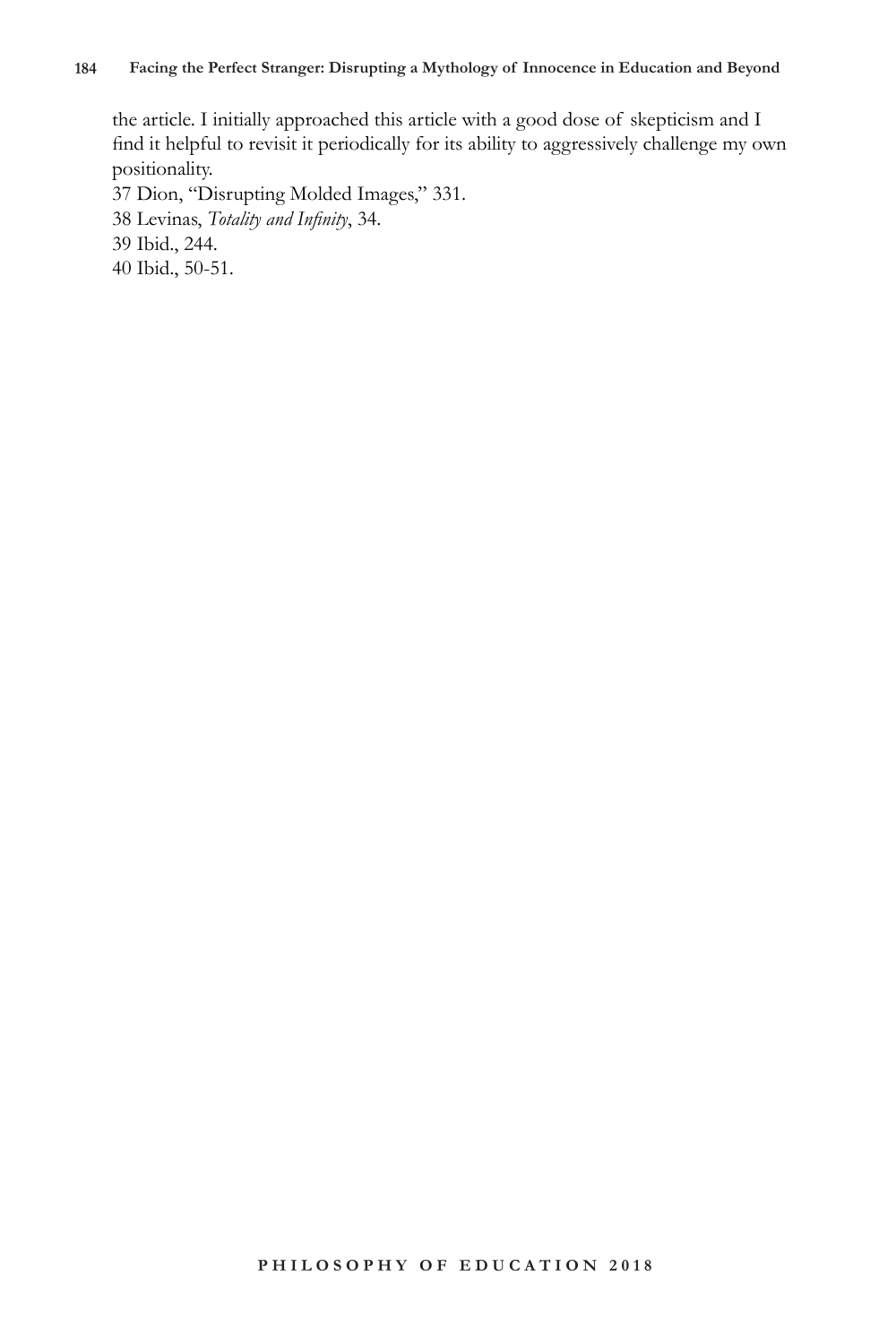the article. I initially approached this article with a good dose of skepticism and I find it helpful to revisit it periodically for its ability to aggressively challenge my own positionality.

37 Dion, "Disrupting Molded Images," 331.

38 Levinas, *Totality and Infinity*, 34.

39 Ibid., 244.

40 Ibid., 50-51.